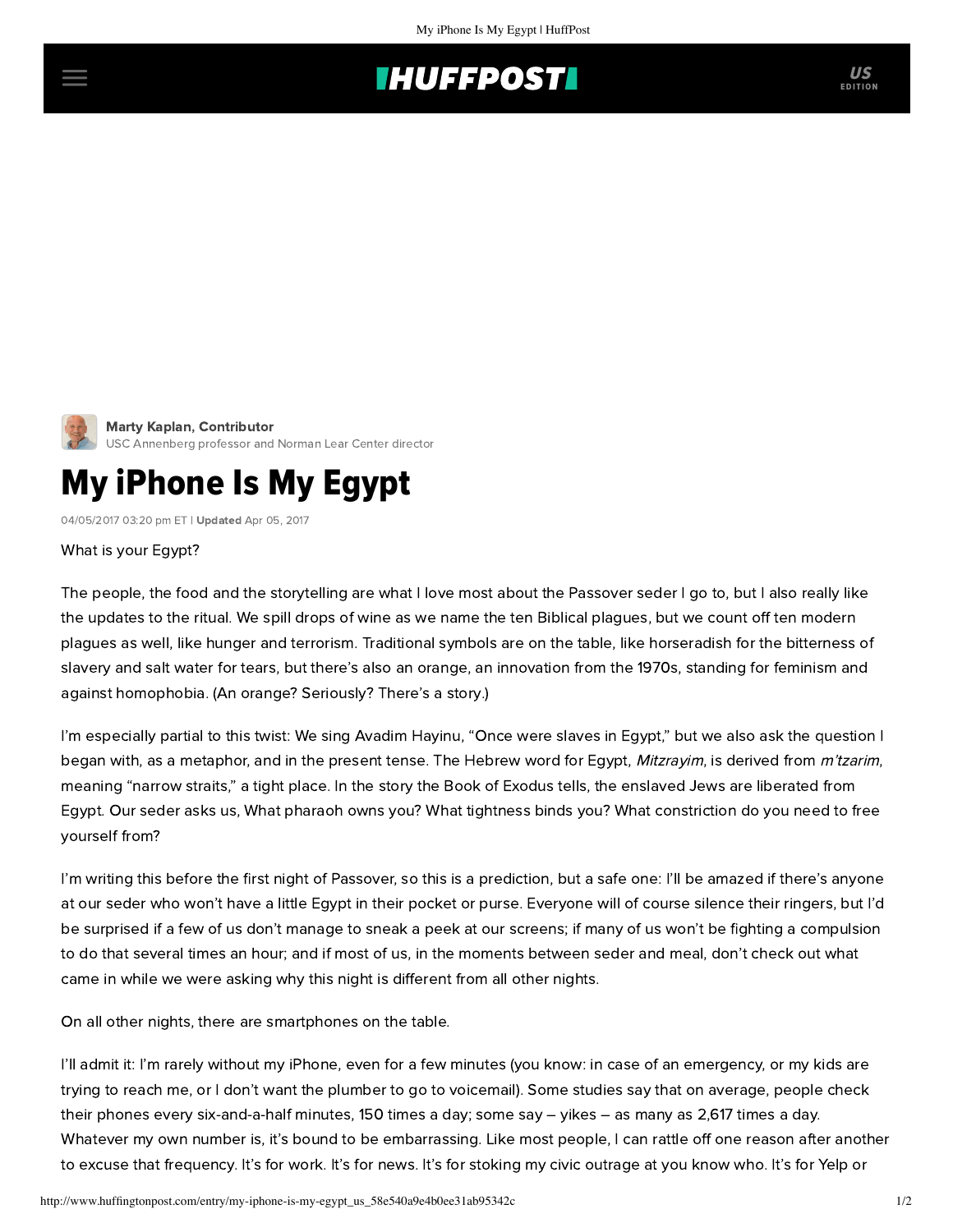Marty Kaplan, Contributor
USC Annenberg professor and Norman Lear Center director

# My iPhone Is My Egypt

04/05/2017 03:20 pm ET | **Updated** Apr 05, 2017

What is your Egypt?

The people, the food and the storytelling are what I love most about the Passover seder I go to, but I also really like the updates to the ritual. We spill drops of wine as we name the ten Biblical plagues, but we count off ten modern plagues as well, like hunger and terrorism. Traditional symbols are on the table, like horseradish for the bitterness of slavery and salt water for tears, but there's also an orange, an innovation from the 1970s, standing for feminism and against homophobia. (An orange? Seriously? There's a story.)

I'm especially partial to this twist: We sing Avadim Hayinu, "Once were slaves in Egypt," but we also ask the question I began with, as a metaphor, and in the present tense. The Hebrew word for Egypt, *Mitzrayim*, is derived from *m'tzarim*, meaning "narrow straits," a tight place. In the story the Book of Exodus tells, the enslaved Jews are liberated from Egypt. Our seder asks us, What pharaoh owns you? What tightness binds you? What constriction do you need to free yourself from?

I'm writing this before the first night of Passover, so this is a prediction, but a safe one: I'll be amazed if there's anyone at our seder who won't have a little Egypt in their pocket or purse. Everyone will of course silence their ringers, but I'd be surprised if a few of us don't manage to sneak a peek at our screens; if many of us won't be fighting a compulsion to do that several times an hour; and if most of us, in the moments between seder and meal, don't check out what came in while we were asking why this night is different from all other nights.

On all other nights, there are smartphones on the table.

I'll admit it: I'm rarely without my iPhone, even for a few minutes (you know: in case of an emergency, or my kids are trying to reach me, or I don't want the plumber to go to voicemail). Some studies say that on average, people check their phones every six-and-a-half minutes, 150 times a day; some say – yikes – as many as 2,617 times a day. Whatever my own number is, it's bound to be embarrassing. Like most people, I can rattle off one reason after another to excuse that frequency. It's for work. It's for news. It's for stoking my civic outrage at you know who. It's for Yelp or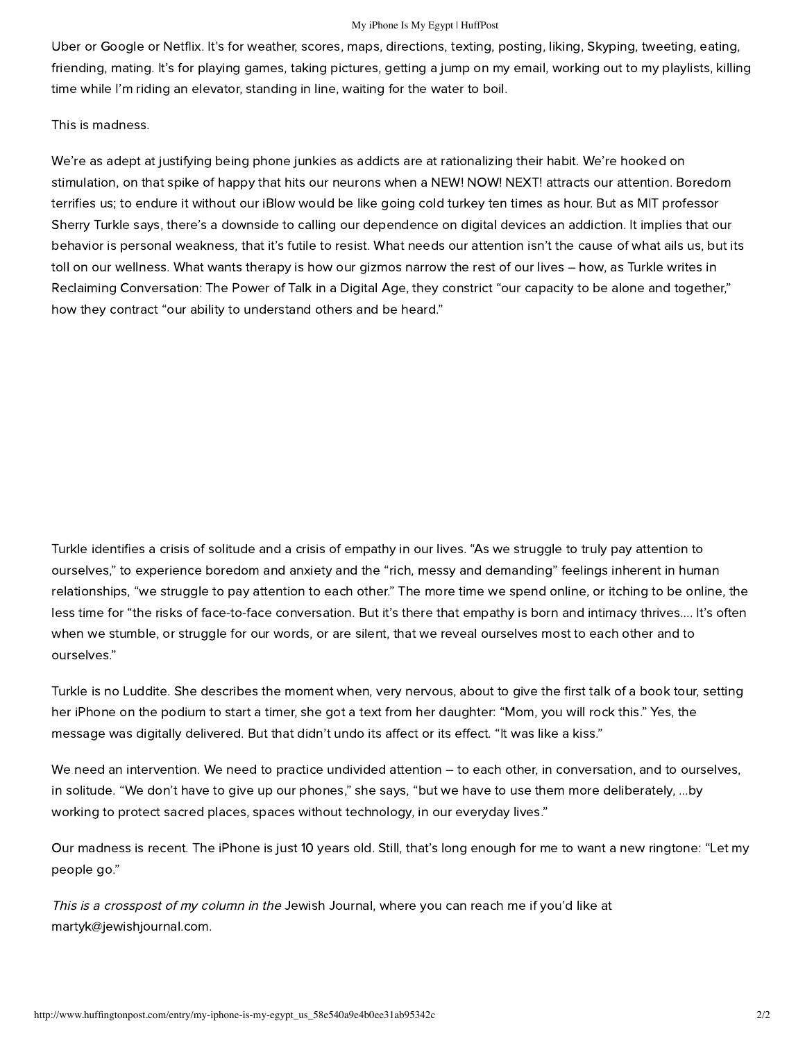Uber or Google or Netflix. It's for weather, scores, maps, directions, texting, posting, liking, Skyping, tweeting, eating, friending, mating. It's for playing games, taking pictures, getting a jump on my email, working out to my playlists, killing time while I'm riding an elevator, standing in line, waiting for the water to boil.

This is madness.

We're as adept at justifying being phone junkies as addicts are at rationalizing their habit. We're hooked on stimulation, on that spike of happy that hits our neurons when a NEW! NOW! NEXT! attracts our attention. Boredom terrifies us; to endure it without our iBlow would be like going cold turkey ten times as hour. But as MIT professor Sherry Turkle says, there's a downside to calling our dependence on digital devices an addiction. It implies that our behavior is personal weakness, that it's futile to resist. What needs our attention isn't the cause of what ails us, but its toll on our wellness. What wants therapy is how our gizmos narrow the rest of our lives – how, as Turkle writes in Reclaiming Conversation: The Power of Talk in a Digital Age, they constrict "our capacity to be alone and together," how they contract "our ability to understand others and be heard."

Turkle identifies a crisis of solitude and a crisis of empathy in our lives. "As we struggle to truly pay attention to ourselves," to experience boredom and anxiety and the "rich, messy and demanding" feelings inherent in human relationships, "we struggle to pay attention to each other." The more time we spend online, or itching to be online, the less time for "the risks of face-to-face conversation. But it's there that empathy is born and intimacy thrives.... It's often when we stumble, or struggle for our words, or are silent, that we reveal ourselves most to each other and to ourselves."

Turkle is no Luddite. She describes the moment when, very nervous, about to give the first talk of a book tour, setting her iPhone on the podium to start a timer, she got a text from her daughter: "Mom, you will rock this." Yes, the message was digitally delivered. But that didn't undo its affect or its effect. "It was like a kiss."

We need an intervention. We need to practice undivided attention – to each other, in conversation, and to ourselves, in solitude. "We don't have to give up our phones," she says, "but we have to use them more deliberately, ...by working to protect sacred places, spaces without technology, in our everyday lives."

Our madness is recent. The iPhone is just 10 years old. Still, that's long enough for me to want a new ringtone: "Let my people go."

*This is a crosspost of my column in the* Jewish Journal, where you can reach me if you'd like at martyk@jewishjournal.com.